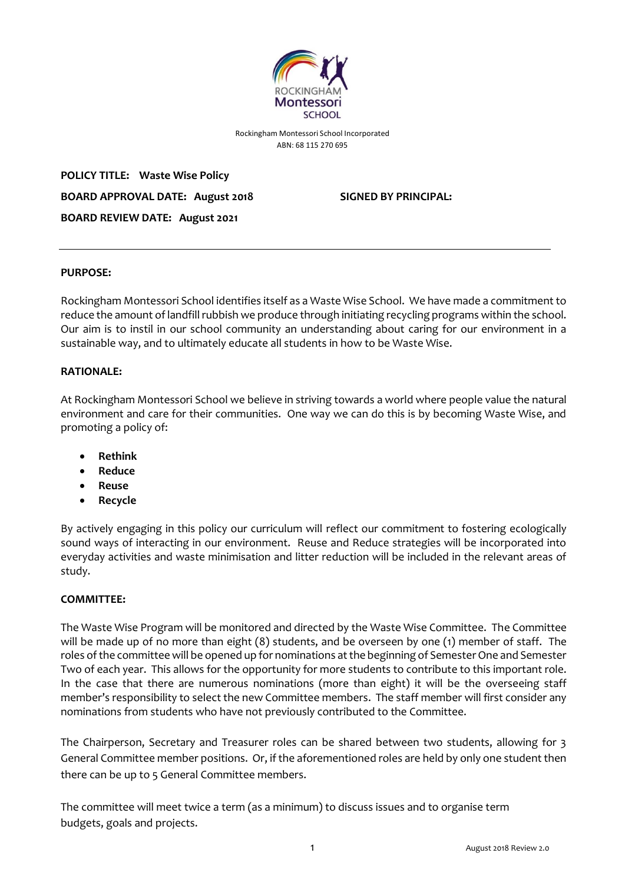ROCKINGHAM Montessori SCHOOL

Rockingham Montessori School Incorporated
ABN: 68 115 270 695

**POLICY TITLE: Waste Wise Policy**

**BOARD APPROVAL DATE: August 2018** **SIGNED BY PRINCIPAL:**

**BOARD REVIEW DATE: August 2021**

---

**PURPOSE:**

Rockingham Montessori School identifies itself as a Waste Wise School. We have made a commitment to reduce the amount of landfill rubbish we produce through initiating recycling programs within the school. Our aim is to instil in our school community an understanding about caring for our environment in a sustainable way, and to ultimately educate all students in how to be Waste Wise.

**RATIONALE:**

At Rockingham Montessori School we believe in striving towards a world where people value the natural environment and care for their communities. One way we can do this is by becoming Waste Wise, and promoting a policy of:

- **Rethink**
- **Reduce**
- **Reuse**
- **Recycle**

By actively engaging in this policy our curriculum will reflect our commitment to fostering ecologically sound ways of interacting in our environment. Reuse and Reduce strategies will be incorporated into everyday activities and waste minimisation and litter reduction will be included in the relevant areas of study.

**COMMITTEE:**

The Waste Wise Program will be monitored and directed by the Waste Wise Committee. The Committee will be made up of no more than eight (8) students, and be overseen by one (1) member of staff. The roles of the committee will be opened up for nominations at the beginning of Semester One and Semester Two of each year. This allows for the opportunity for more students to contribute to this important role. In the case that there are numerous nominations (more than eight) it will be the overseeing staff member's responsibility to select the new Committee members. The staff member will first consider any nominations from students who have not previously contributed to the Committee.

The Chairperson, Secretary and Treasurer roles can be shared between two students, allowing for 3 General Committee member positions. Or, if the aforementioned roles are held by only one student then there can be up to 5 General Committee members.

The committee will meet twice a term (as a minimum) to discuss issues and to organise term budgets, goals and projects.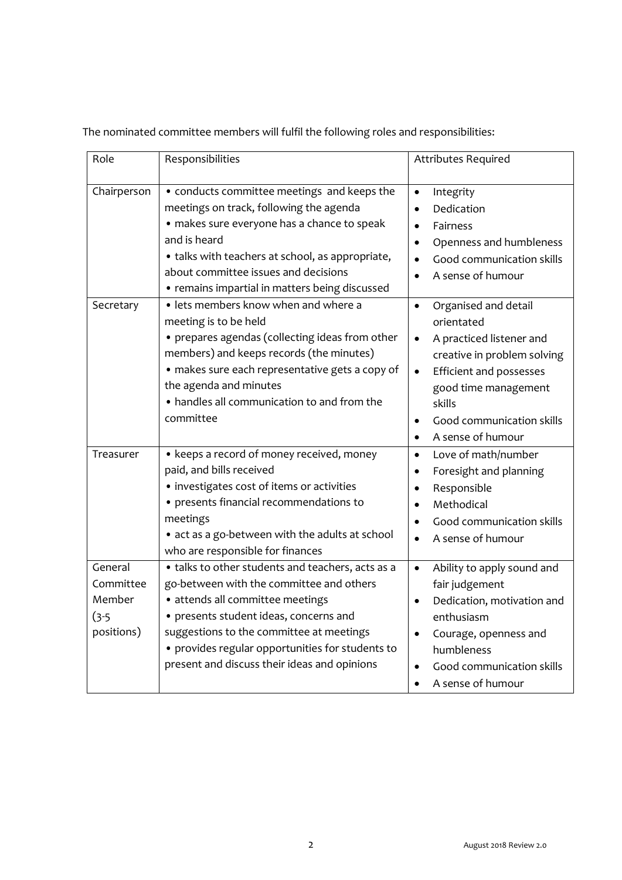The nominated committee members will fulfil the following roles and responsibilities:

| Role | Responsibilities | Attributes Required |
|---|---|---|
| Chairperson | • conducts committee meetings and keeps the meetings on track, following the agenda<br>• makes sure everyone has a chance to speak and is heard<br>• talks with teachers at school, as appropriate, about committee issues and decisions<br>• remains impartial in matters being discussed | • Integrity<br>• Dedication<br>• Fairness<br>• Openness and humbleness<br>• Good communication skills<br>• A sense of humour |
| Secretary | • lets members know when and where a meeting is to be held<br>• prepares agendas (collecting ideas from other members) and keeps records (the minutes)<br>• makes sure each representative gets a copy of the agenda and minutes<br>• handles all communication to and from the committee | • Organised and detail orientated<br>• A practiced listener and creative in problem solving<br>• Efficient and possesses good time management skills<br>• Good communication skills<br>• A sense of humour |
| Treasurer | • keeps a record of money received, money paid, and bills received<br>• investigates cost of items or activities<br>• presents financial recommendations to meetings<br>• act as a go-between with the adults at school who are responsible for finances | • Love of math/number<br>• Foresight and planning<br>• Responsible<br>• Methodical<br>• Good communication skills<br>• A sense of humour |
| General Committee Member (3-5 positions) | • talks to other students and teachers, acts as a go-between with the committee and others<br>• attends all committee meetings<br>• presents student ideas, concerns and suggestions to the committee at meetings<br>• provides regular opportunities for students to present and discuss their ideas and opinions | • Ability to apply sound and fair judgement<br>• Dedication, motivation and enthusiasm<br>• Courage, openness and humbleness<br>• Good communication skills<br>• A sense of humour |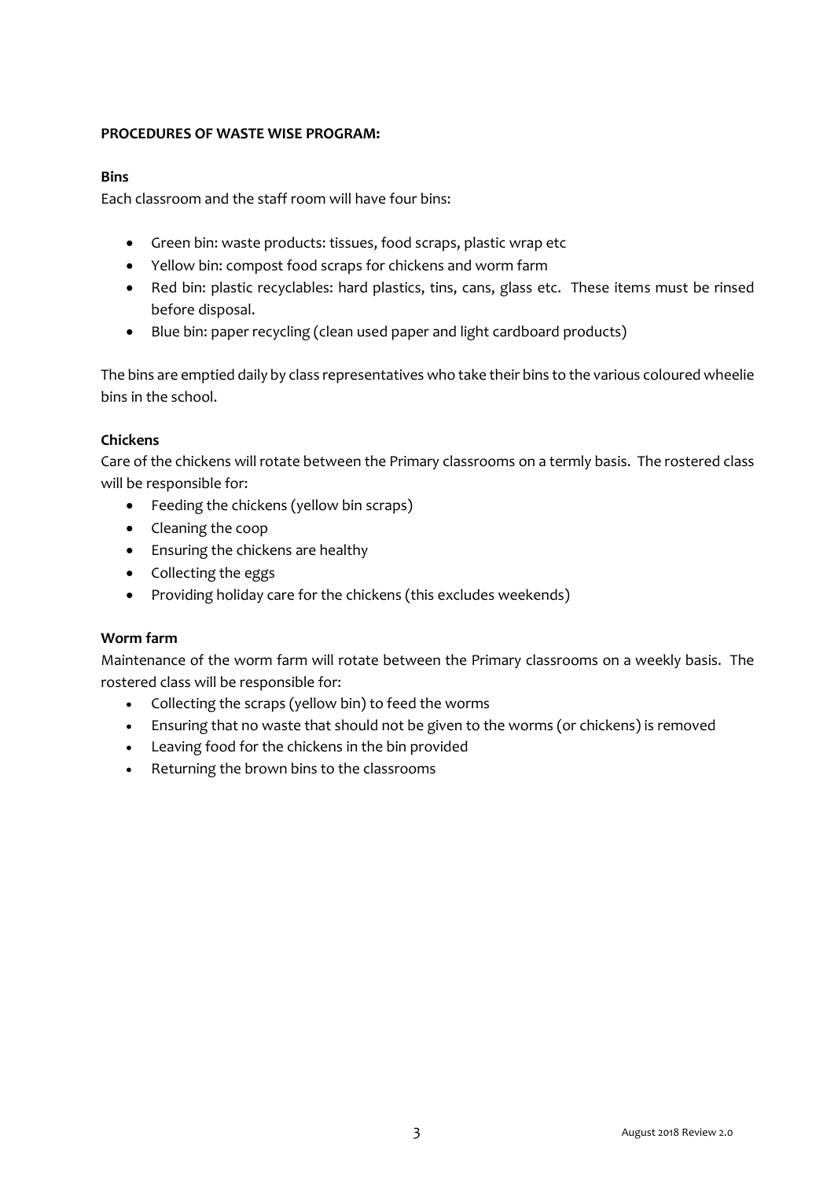**PROCEDURES OF WASTE WISE PROGRAM:**

**Bins**

Each classroom and the staff room will have four bins:

- Green bin: waste products: tissues, food scraps, plastic wrap etc
- Yellow bin: compost food scraps for chickens and worm farm
- Red bin: plastic recyclables: hard plastics, tins, cans, glass etc. These items must be rinsed before disposal.
- Blue bin: paper recycling (clean used paper and light cardboard products)

The bins are emptied daily by class representatives who take their bins to the various coloured wheelie bins in the school.

**Chickens**

Care of the chickens will rotate between the Primary classrooms on a termly basis. The rostered class will be responsible for:

- Feeding the chickens (yellow bin scraps)
- Cleaning the coop
- Ensuring the chickens are healthy
- Collecting the eggs
- Providing holiday care for the chickens (this excludes weekends)

**Worm farm**

Maintenance of the worm farm will rotate between the Primary classrooms on a weekly basis. The rostered class will be responsible for:

- Collecting the scraps (yellow bin) to feed the worms
- Ensuring that no waste that should not be given to the worms (or chickens) is removed
- Leaving food for the chickens in the bin provided
- Returning the brown bins to the classrooms